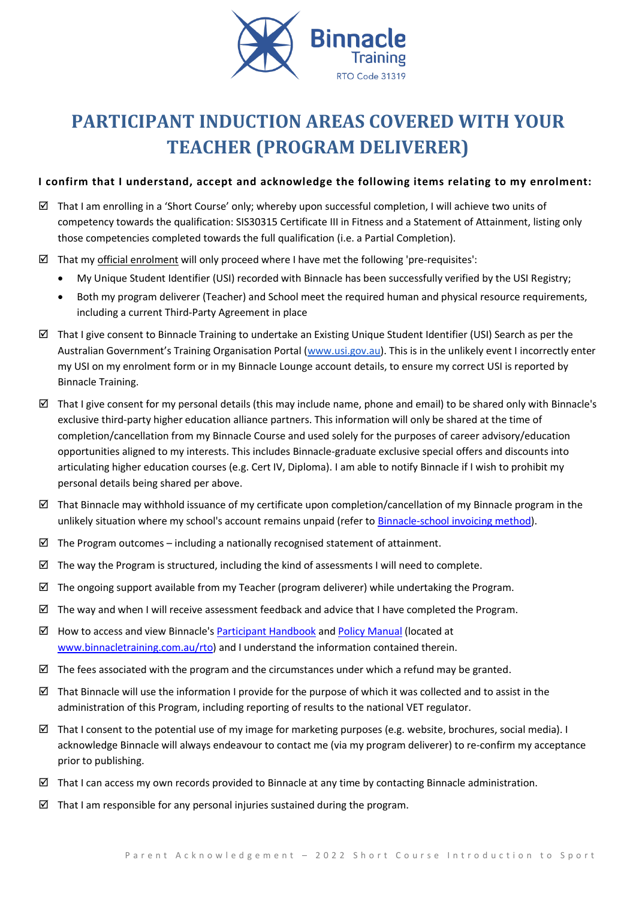Binnacle Training
RTO Code 31319

# PARTICIPANT INDUCTION AREAS COVERED WITH YOUR TEACHER (PROGRAM DELIVERER)

**I confirm that I understand, accept and acknowledge the following items relating to my enrolment:**

- ☑ That I am enrolling in a 'Short Course' only; whereby upon successful completion, I will achieve two units of competency towards the qualification: SIS30315 Certificate III in Fitness and a Statement of Attainment, listing only those competencies completed towards the full qualification (i.e. a Partial Completion).
- ☑ That my official enrolment will only proceed where I have met the following 'pre-requisites':
  - My Unique Student Identifier (USI) recorded with Binnacle has been successfully verified by the USI Registry;
  - Both my program deliverer (Teacher) and School meet the required human and physical resource requirements, including a current Third-Party Agreement in place
- ☑ That I give consent to Binnacle Training to undertake an Existing Unique Student Identifier (USI) Search as per the Australian Government's Training Organisation Portal (www.usi.gov.au). This is in the unlikely event I incorrectly enter my USI on my enrolment form or in my Binnacle Lounge account details, to ensure my correct USI is reported by Binnacle Training.
- ☑ That I give consent for my personal details (this may include name, phone and email) to be shared only with Binnacle's exclusive third-party higher education alliance partners. This information will only be shared at the time of completion/cancellation from my Binnacle Course and used solely for the purposes of career advisory/education opportunities aligned to my interests. This includes Binnacle-graduate exclusive special offers and discounts into articulating higher education courses (e.g. Cert IV, Diploma). I am able to notify Binnacle if I wish to prohibit my personal details being shared per above.
- ☑ That Binnacle may withhold issuance of my certificate upon completion/cancellation of my Binnacle program in the unlikely situation where my school's account remains unpaid (refer to Binnacle-school invoicing method).
- ☑ The Program outcomes – including a nationally recognised statement of attainment.
- ☑ The way the Program is structured, including the kind of assessments I will need to complete.
- ☑ The ongoing support available from my Teacher (program deliverer) while undertaking the Program.
- ☑ The way and when I will receive assessment feedback and advice that I have completed the Program.
- ☑ How to access and view Binnacle's Participant Handbook and Policy Manual (located at www.binnacletraining.com.au/rto) and I understand the information contained therein.
- ☑ The fees associated with the program and the circumstances under which a refund may be granted.
- ☑ That Binnacle will use the information I provide for the purpose of which it was collected and to assist in the administration of this Program, including reporting of results to the national VET regulator.
- ☑ That I consent to the potential use of my image for marketing purposes (e.g. website, brochures, social media). I acknowledge Binnacle will always endeavour to contact me (via my program deliverer) to re-confirm my acceptance prior to publishing.
- ☑ That I can access my own records provided to Binnacle at any time by contacting Binnacle administration.
- ☑ That I am responsible for any personal injuries sustained during the program.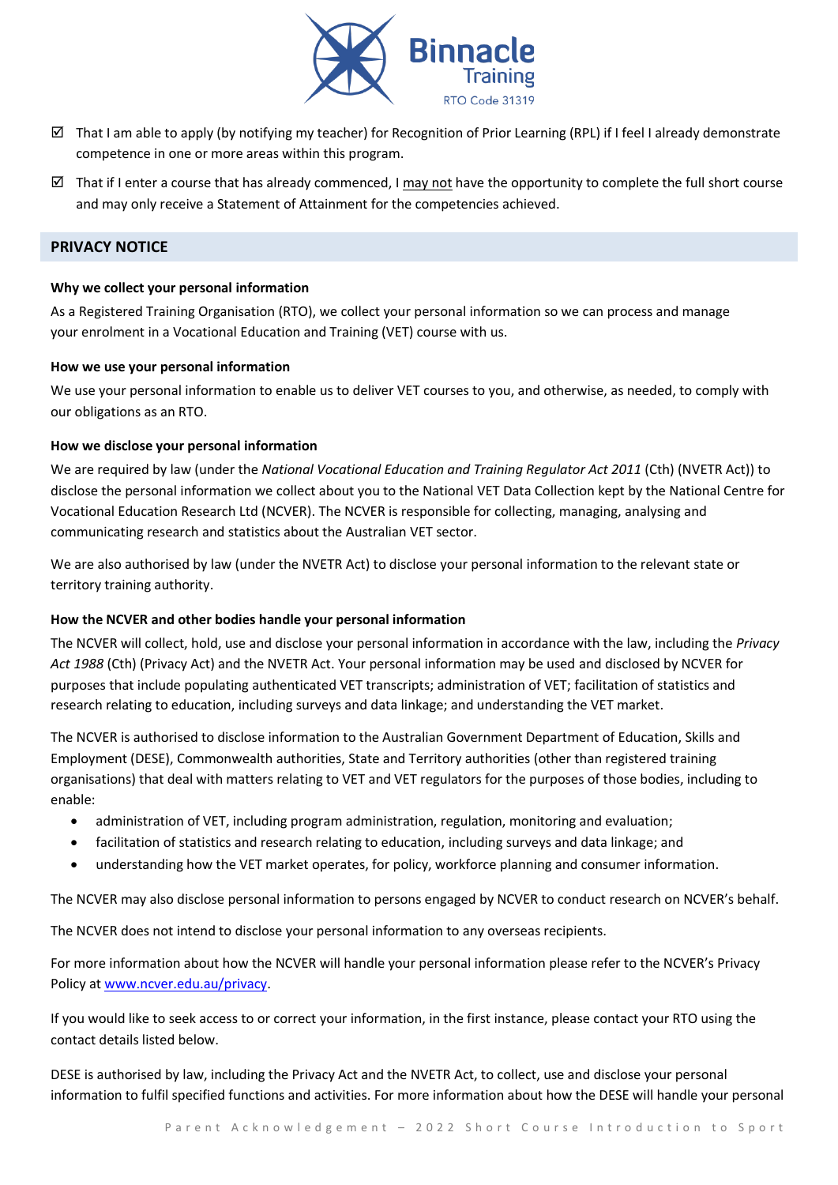- ☑ That I am able to apply (by notifying my teacher) for Recognition of Prior Learning (RPL) if I feel I already demonstrate competence in one or more areas within this program.
- ☑ That if I enter a course that has already commenced, I may not have the opportunity to complete the full short course and may only receive a Statement of Attainment for the competencies achieved.

## PRIVACY NOTICE

**Why we collect your personal information**

As a Registered Training Organisation (RTO), we collect your personal information so we can process and manage your enrolment in a Vocational Education and Training (VET) course with us.

**How we use your personal information**

We use your personal information to enable us to deliver VET courses to you, and otherwise, as needed, to comply with our obligations as an RTO.

**How we disclose your personal information**

We are required by law (under the *National Vocational Education and Training Regulator Act 2011* (Cth) (NVETR Act)) to disclose the personal information we collect about you to the National VET Data Collection kept by the National Centre for Vocational Education Research Ltd (NCVER). The NCVER is responsible for collecting, managing, analysing and communicating research and statistics about the Australian VET sector.

We are also authorised by law (under the NVETR Act) to disclose your personal information to the relevant state or territory training authority.

**How the NCVER and other bodies handle your personal information**

The NCVER will collect, hold, use and disclose your personal information in accordance with the law, including the *Privacy Act 1988* (Cth) (Privacy Act) and the NVETR Act. Your personal information may be used and disclosed by NCVER for purposes that include populating authenticated VET transcripts; administration of VET; facilitation of statistics and research relating to education, including surveys and data linkage; and understanding the VET market.

The NCVER is authorised to disclose information to the Australian Government Department of Education, Skills and Employment (DESE), Commonwealth authorities, State and Territory authorities (other than registered training organisations) that deal with matters relating to VET and VET regulators for the purposes of those bodies, including to enable:

- administration of VET, including program administration, regulation, monitoring and evaluation;
- facilitation of statistics and research relating to education, including surveys and data linkage; and
- understanding how the VET market operates, for policy, workforce planning and consumer information.

The NCVER may also disclose personal information to persons engaged by NCVER to conduct research on NCVER's behalf.

The NCVER does not intend to disclose your personal information to any overseas recipients.

For more information about how the NCVER will handle your personal information please refer to the NCVER's Privacy Policy at www.ncver.edu.au/privacy.

If you would like to seek access to or correct your information, in the first instance, please contact your RTO using the contact details listed below.

DESE is authorised by law, including the Privacy Act and the NVETR Act, to collect, use and disclose your personal information to fulfil specified functions and activities. For more information about how the DESE will handle your personal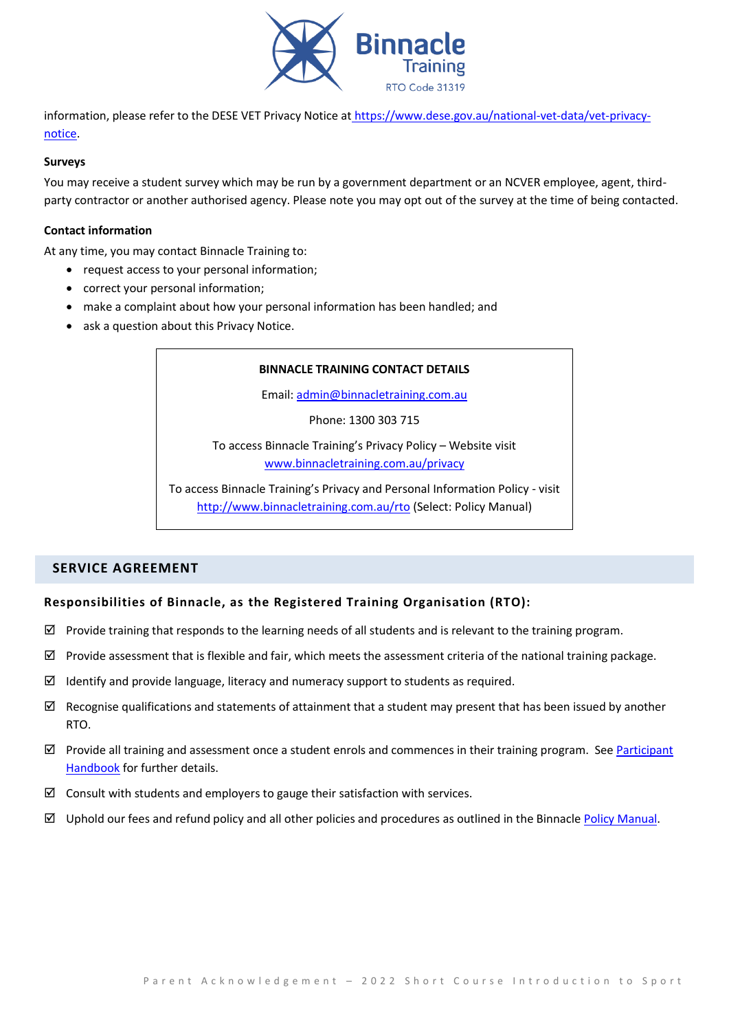information, please refer to the DESE VET Privacy Notice at https://www.dese.gov.au/national-vet-data/vet-privacy-notice.

**Surveys**

You may receive a student survey which may be run by a government department or an NCVER employee, agent, third-party contractor or another authorised agency. Please note you may opt out of the survey at the time of being contacted.

**Contact information**

At any time, you may contact Binnacle Training to:

- request access to your personal information;
- correct your personal information;
- make a complaint about how your personal information has been handled; and
- ask a question about this Privacy Notice.

**BINNACLE TRAINING CONTACT DETAILS**

Email: admin@binnacletraining.com.au

Phone: 1300 303 715

To access Binnacle Training's Privacy Policy – Website visit www.binnacletraining.com.au/privacy

To access Binnacle Training's Privacy and Personal Information Policy - visit http://www.binnacletraining.com.au/rto (Select: Policy Manual)

## SERVICE AGREEMENT

### Responsibilities of Binnacle, as the Registered Training Organisation (RTO):

- ☑ Provide training that responds to the learning needs of all students and is relevant to the training program.
- ☑ Provide assessment that is flexible and fair, which meets the assessment criteria of the national training package.
- ☑ Identify and provide language, literacy and numeracy support to students as required.
- ☑ Recognise qualifications and statements of attainment that a student may present that has been issued by another RTO.
- ☑ Provide all training and assessment once a student enrols and commences in their training program. See Participant Handbook for further details.
- ☑ Consult with students and employers to gauge their satisfaction with services.
- ☑ Uphold our fees and refund policy and all other policies and procedures as outlined in the Binnacle Policy Manual.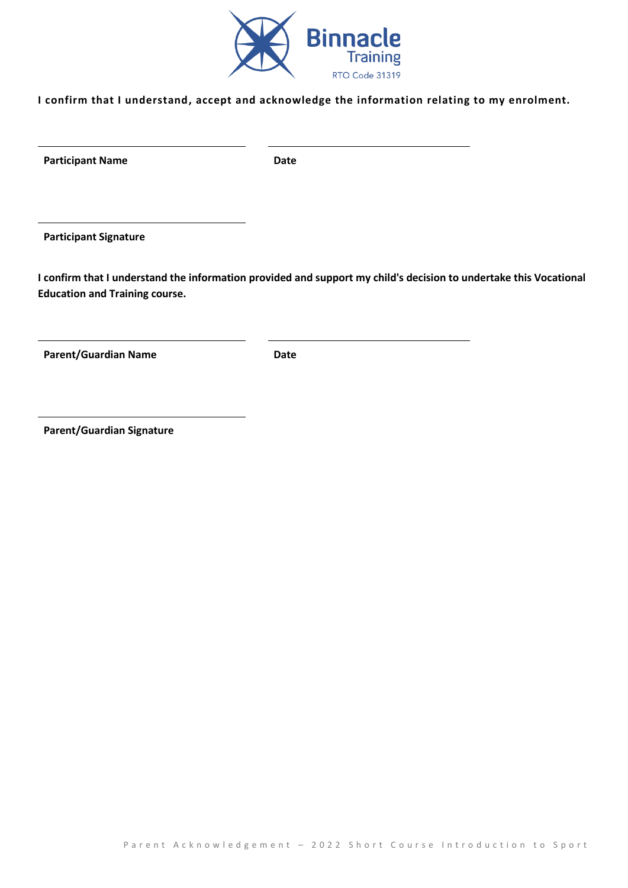Binnacle Training
RTO Code 31319

**I confirm that I understand, accept and acknowledge the information relating to my enrolment.**

| | |
|---|---|
| **Participant Name** | **Date** |

**Participant Signature**

**I confirm that I understand the information provided and support my child's decision to undertake this Vocational Education and Training course.**

| | |
|---|---|
| **Parent/Guardian Name** | **Date** |

**Parent/Guardian Signature**